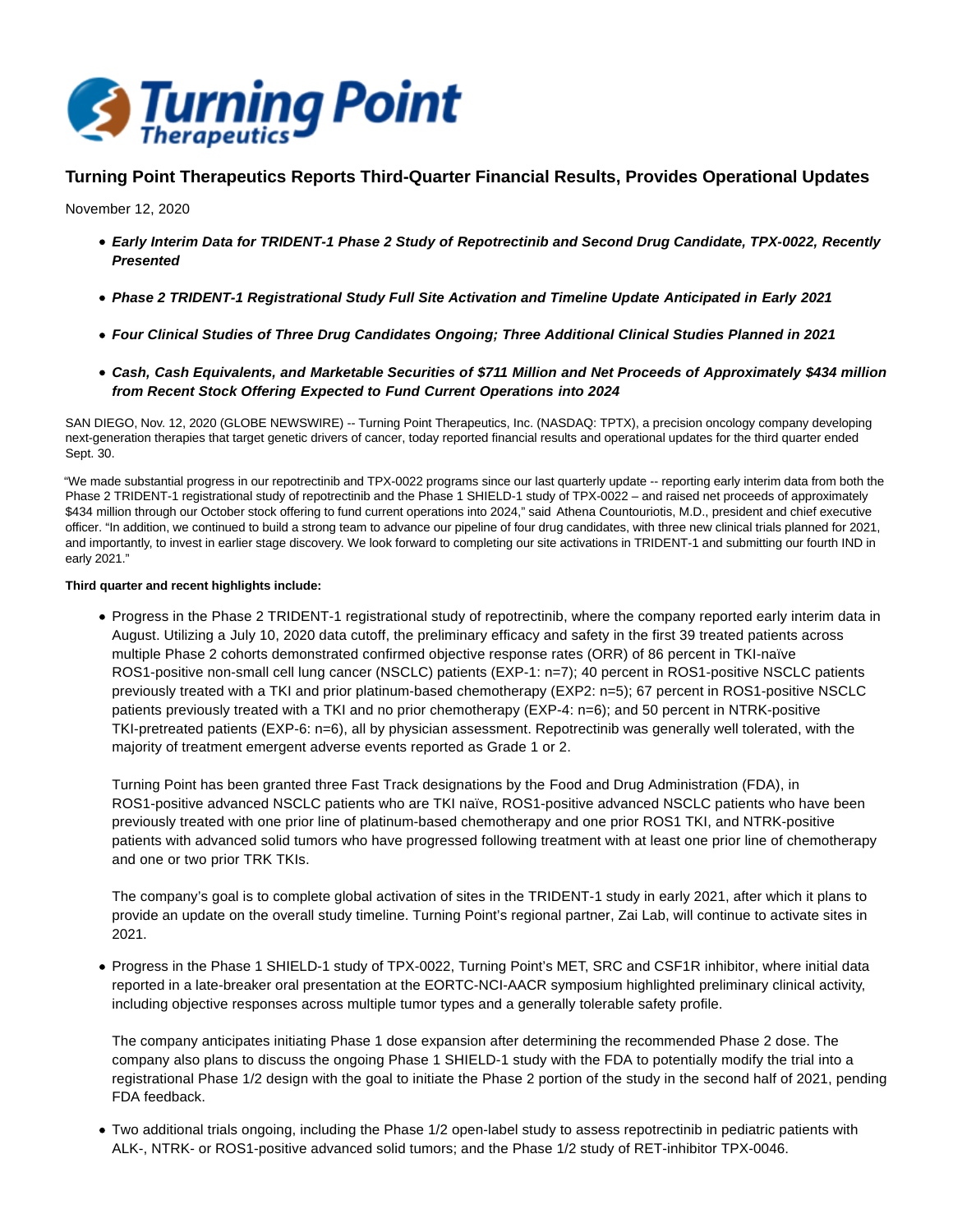# Turning Point Therapeutics Reports Third-Quarter Financial Results, Provides Operational Updates

November 12, 2020

- ***Early Interim Data for TRIDENT-1 Phase 2 Study of Repotrectinib and Second Drug Candidate, TPX-0022, Recently Presented***
- ***Phase 2 TRIDENT-1 Registrational Study Full Site Activation and Timeline Update Anticipated in Early 2021***
- ***Four Clinical Studies of Three Drug Candidates Ongoing; Three Additional Clinical Studies Planned in 2021***
- ***Cash, Cash Equivalents, and Marketable Securities of $711 Million and Net Proceeds of Approximately $434 million from Recent Stock Offering Expected to Fund Current Operations into 2024***

SAN DIEGO, Nov. 12, 2020 (GLOBE NEWSWIRE) -- Turning Point Therapeutics, Inc. (NASDAQ: TPTX), a precision oncology company developing next-generation therapies that target genetic drivers of cancer, today reported financial results and operational updates for the third quarter ended Sept. 30.

"We made substantial progress in our repotrectinib and TPX-0022 programs since our last quarterly update -- reporting early interim data from both the Phase 2 TRIDENT-1 registrational study of repotrectinib and the Phase 1 SHIELD-1 study of TPX-0022 – and raised net proceeds of approximately $434 million through our October stock offering to fund current operations into 2024," said Athena Countouriotis, M.D., president and chief executive officer. "In addition, we continued to build a strong team to advance our pipeline of four drug candidates, with three new clinical trials planned for 2021, and importantly, to invest in earlier stage discovery. We look forward to completing our site activations in TRIDENT-1 and submitting our fourth IND in early 2021."

**Third quarter and recent highlights include:**

- Progress in the Phase 2 TRIDENT-1 registrational study of repotrectinib, where the company reported early interim data in August. Utilizing a July 10, 2020 data cutoff, the preliminary efficacy and safety in the first 39 treated patients across multiple Phase 2 cohorts demonstrated confirmed objective response rates (ORR) of 86 percent in TKI-naïve ROS1-positive non-small cell lung cancer (NSCLC) patients (EXP-1: n=7); 40 percent in ROS1-positive NSCLC patients previously treated with a TKI and prior platinum-based chemotherapy (EXP2: n=5); 67 percent in ROS1-positive NSCLC patients previously treated with a TKI and no prior chemotherapy (EXP-4: n=6); and 50 percent in NTRK-positive TKI-pretreated patients (EXP-6: n=6), all by physician assessment. Repotrectinib was generally well tolerated, with the majority of treatment emergent adverse events reported as Grade 1 or 2.

  Turning Point has been granted three Fast Track designations by the Food and Drug Administration (FDA), in ROS1-positive advanced NSCLC patients who are TKI naïve, ROS1-positive advanced NSCLC patients who have been previously treated with one prior line of platinum-based chemotherapy and one prior ROS1 TKI, and NTRK-positive patients with advanced solid tumors who have progressed following treatment with at least one prior line of chemotherapy and one or two prior TRK TKIs.

  The company's goal is to complete global activation of sites in the TRIDENT-1 study in early 2021, after which it plans to provide an update on the overall study timeline. Turning Point's regional partner, Zai Lab, will continue to activate sites in 2021.

- Progress in the Phase 1 SHIELD-1 study of TPX-0022, Turning Point's MET, SRC and CSF1R inhibitor, where initial data reported in a late-breaker oral presentation at the EORTC-NCI-AACR symposium highlighted preliminary clinical activity, including objective responses across multiple tumor types and a generally tolerable safety profile.

  The company anticipates initiating Phase 1 dose expansion after determining the recommended Phase 2 dose. The company also plans to discuss the ongoing Phase 1 SHIELD-1 study with the FDA to potentially modify the trial into a registrational Phase 1/2 design with the goal to initiate the Phase 2 portion of the study in the second half of 2021, pending FDA feedback.

- Two additional trials ongoing, including the Phase 1/2 open-label study to assess repotrectinib in pediatric patients with ALK-, NTRK- or ROS1-positive advanced solid tumors; and the Phase 1/2 study of RET-inhibitor TPX-0046.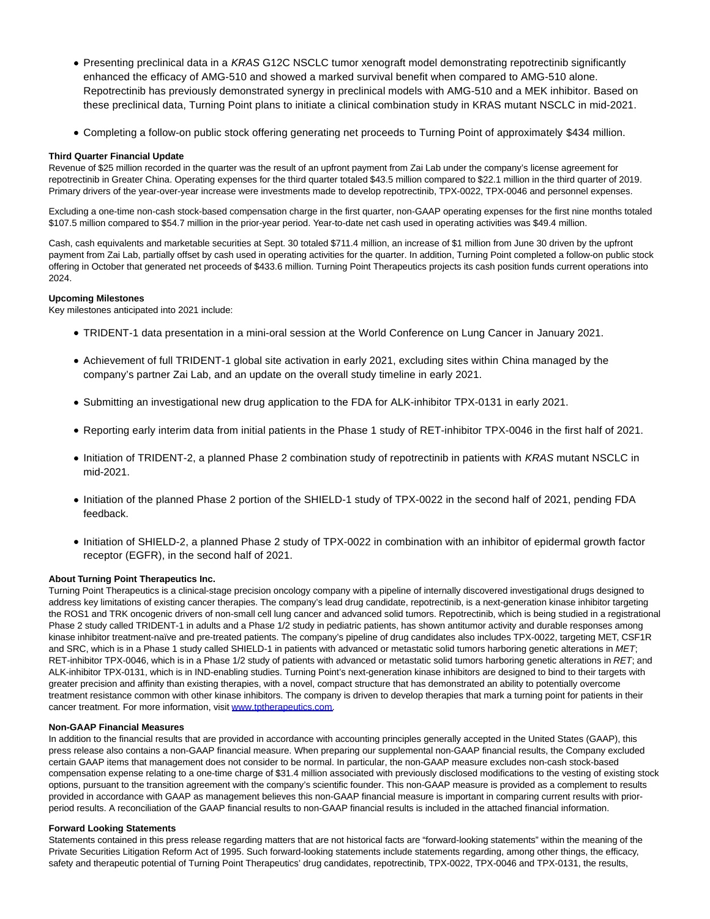- Presenting preclinical data in a *KRAS* G12C NSCLC tumor xenograft model demonstrating repotrectinib significantly enhanced the efficacy of AMG-510 and showed a marked survival benefit when compared to AMG-510 alone. Repotrectinib has previously demonstrated synergy in preclinical models with AMG-510 and a MEK inhibitor. Based on these preclinical data, Turning Point plans to initiate a clinical combination study in KRAS mutant NSCLC in mid-2021.
- Completing a follow-on public stock offering generating net proceeds to Turning Point of approximately $434 million.

**Third Quarter Financial Update**

Revenue of $25 million recorded in the quarter was the result of an upfront payment from Zai Lab under the company's license agreement for repotrectinib in Greater China. Operating expenses for the third quarter totaled $43.5 million compared to $22.1 million in the third quarter of 2019. Primary drivers of the year-over-year increase were investments made to develop repotrectinib, TPX-0022, TPX-0046 and personnel expenses.

Excluding a one-time non-cash stock-based compensation charge in the first quarter, non-GAAP operating expenses for the first nine months totaled $107.5 million compared to $54.7 million in the prior-year period. Year-to-date net cash used in operating activities was $49.4 million.

Cash, cash equivalents and marketable securities at Sept. 30 totaled $711.4 million, an increase of $1 million from June 30 driven by the upfront payment from Zai Lab, partially offset by cash used in operating activities for the quarter. In addition, Turning Point completed a follow-on public stock offering in October that generated net proceeds of $433.6 million. Turning Point Therapeutics projects its cash position funds current operations into 2024.

**Upcoming Milestones**

Key milestones anticipated into 2021 include:

- TRIDENT-1 data presentation in a mini-oral session at the World Conference on Lung Cancer in January 2021.
- Achievement of full TRIDENT-1 global site activation in early 2021, excluding sites within China managed by the company's partner Zai Lab, and an update on the overall study timeline in early 2021.
- Submitting an investigational new drug application to the FDA for ALK-inhibitor TPX-0131 in early 2021.
- Reporting early interim data from initial patients in the Phase 1 study of RET-inhibitor TPX-0046 in the first half of 2021.
- Initiation of TRIDENT-2, a planned Phase 2 combination study of repotrectinib in patients with *KRAS* mutant NSCLC in mid-2021.
- Initiation of the planned Phase 2 portion of the SHIELD-1 study of TPX-0022 in the second half of 2021, pending FDA feedback.
- Initiation of SHIELD-2, a planned Phase 2 study of TPX-0022 in combination with an inhibitor of epidermal growth factor receptor (EGFR), in the second half of 2021.

**About Turning Point Therapeutics Inc.**

Turning Point Therapeutics is a clinical-stage precision oncology company with a pipeline of internally discovered investigational drugs designed to address key limitations of existing cancer therapies. The company's lead drug candidate, repotrectinib, is a next-generation kinase inhibitor targeting the ROS1 and TRK oncogenic drivers of non-small cell lung cancer and advanced solid tumors. Repotrectinib, which is being studied in a registrational Phase 2 study called TRIDENT-1 in adults and a Phase 1/2 study in pediatric patients, has shown antitumor activity and durable responses among kinase inhibitor treatment-naïve and pre-treated patients. The company's pipeline of drug candidates also includes TPX-0022, targeting MET, CSF1R and SRC, which is in a Phase 1 study called SHIELD-1 in patients with advanced or metastatic solid tumors harboring genetic alterations in *MET*; RET-inhibitor TPX-0046, which is in a Phase 1/2 study of patients with advanced or metastatic solid tumors harboring genetic alterations in *RET*; and ALK-inhibitor TPX-0131, which is in IND-enabling studies. Turning Point's next-generation kinase inhibitors are designed to bind to their targets with greater precision and affinity than existing therapies, with a novel, compact structure that has demonstrated an ability to potentially overcome treatment resistance common with other kinase inhibitors. The company is driven to develop therapies that mark a turning point for patients in their cancer treatment. For more information, visit [www.tptherapeutics.com](http://www.tptherapeutics.com).

**Non-GAAP Financial Measures**

In addition to the financial results that are provided in accordance with accounting principles generally accepted in the United States (GAAP), this press release also contains a non-GAAP financial measure. When preparing our supplemental non-GAAP financial results, the Company excluded certain GAAP items that management does not consider to be normal. In particular, the non-GAAP measure excludes non-cash stock-based compensation expense relating to a one-time charge of $31.4 million associated with previously disclosed modifications to the vesting of existing stock options, pursuant to the transition agreement with the company's scientific founder. This non-GAAP measure is provided as a complement to results provided in accordance with GAAP as management believes this non-GAAP financial measure is important in comparing current results with prior-period results. A reconciliation of the GAAP financial results to non-GAAP financial results is included in the attached financial information.

**Forward Looking Statements**

Statements contained in this press release regarding matters that are not historical facts are "forward-looking statements" within the meaning of the Private Securities Litigation Reform Act of 1995. Such forward-looking statements include statements regarding, among other things, the efficacy, safety and therapeutic potential of Turning Point Therapeutics' drug candidates, repotrectinib, TPX-0022, TPX-0046 and TPX-0131, the results,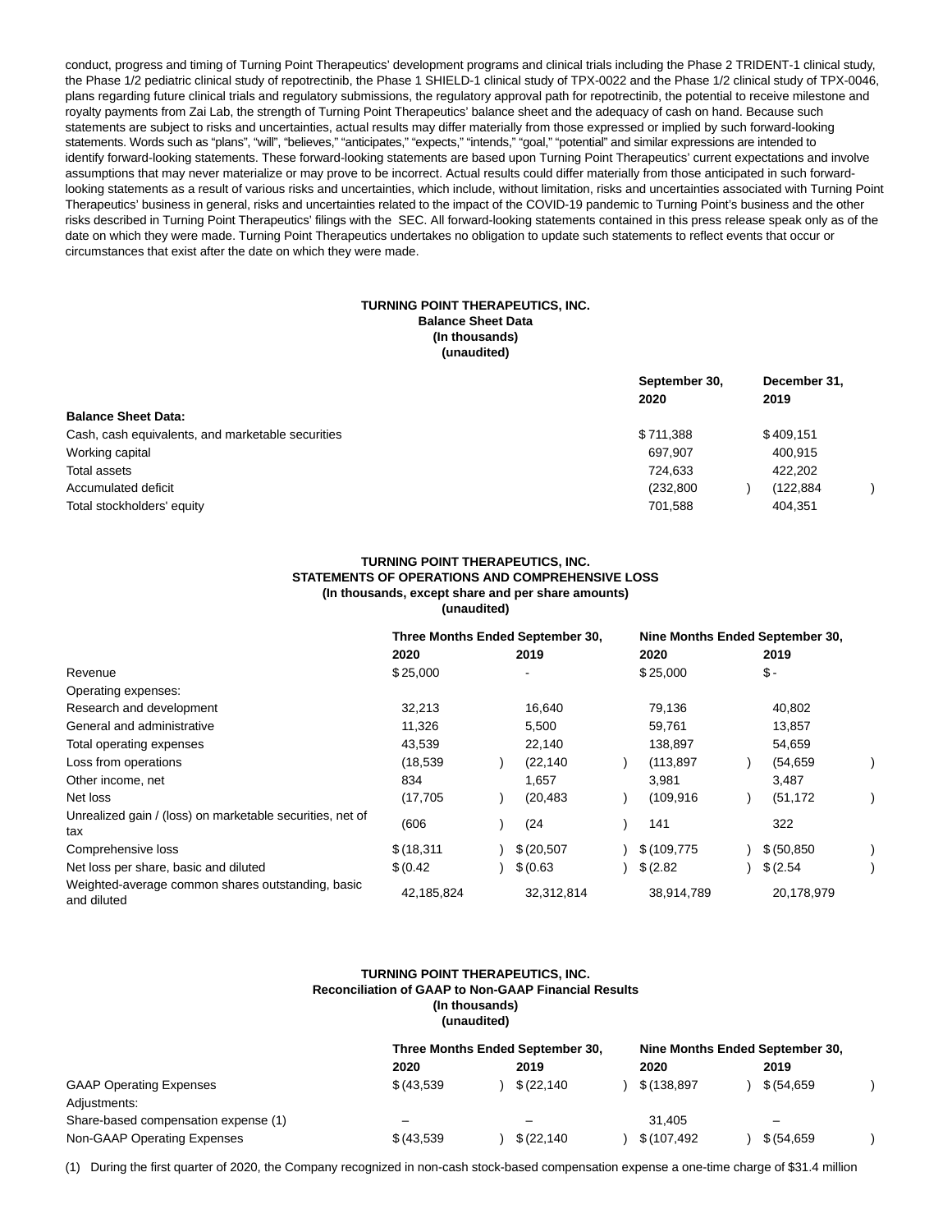conduct, progress and timing of Turning Point Therapeutics' development programs and clinical trials including the Phase 2 TRIDENT-1 clinical study, the Phase 1/2 pediatric clinical study of repotrectinib, the Phase 1 SHIELD-1 clinical study of TPX-0022 and the Phase 1/2 clinical study of TPX-0046, plans regarding future clinical trials and regulatory submissions, the regulatory approval path for repotrectinib, the potential to receive milestone and royalty payments from Zai Lab, the strength of Turning Point Therapeutics' balance sheet and the adequacy of cash on hand. Because such statements are subject to risks and uncertainties, actual results may differ materially from those expressed or implied by such forward-looking statements. Words such as "plans", "will", "believes," "anticipates," "expects," "intends," "goal," "potential" and similar expressions are intended to identify forward-looking statements. These forward-looking statements are based upon Turning Point Therapeutics' current expectations and involve assumptions that may never materialize or may prove to be incorrect. Actual results could differ materially from those anticipated in such forward-looking statements as a result of various risks and uncertainties, which include, without limitation, risks and uncertainties associated with Turning Point Therapeutics' business in general, risks and uncertainties related to the impact of the COVID-19 pandemic to Turning Point's business and the other risks described in Turning Point Therapeutics' filings with the SEC. All forward-looking statements contained in this press release speak only as of the date on which they were made. Turning Point Therapeutics undertakes no obligation to update such statements to reflect events that occur or circumstances that exist after the date on which they were made.

**TURNING POINT THERAPEUTICS, INC.**
**Balance Sheet Data**
**(In thousands)**
**(unaudited)**

| | September 30, 2020 | December 31, 2019 |
|---|---|---|
| **Balance Sheet Data:** | | |
| Cash, cash equivalents, and marketable securities | $ 711,388 | $ 409,151 |
| Working capital | 697,907 | 400,915 |
| Total assets | 724,633 | 422,202 |
| Accumulated deficit | (232,800) | (122,884) |
| Total stockholders' equity | 701,588 | 404,351 |

**TURNING POINT THERAPEUTICS, INC.**
**STATEMENTS OF OPERATIONS AND COMPREHENSIVE LOSS**
**(In thousands, except share and per share amounts)**
**(unaudited)**

| | Three Months Ended September 30, | | Nine Months Ended September 30, | |
|---|---|---|---|---|
| | 2020 | 2019 | 2020 | 2019 |
| Revenue | $ 25,000 | - | $ 25,000 | $ - |
| Operating expenses: | | | | |
| Research and development | 32,213 | 16,640 | 79,136 | 40,802 |
| General and administrative | 11,326 | 5,500 | 59,761 | 13,857 |
| Total operating expenses | 43,539 | 22,140 | 138,897 | 54,659 |
| Loss from operations | (18,539) | (22,140) | (113,897) | (54,659) |
| Other income, net | 834 | 1,657 | 3,981 | 3,487 |
| Net loss | (17,705) | (20,483) | (109,916) | (51,172) |
| Unrealized gain / (loss) on marketable securities, net of tax | (606) | (24) | 141 | 322 |
| Comprehensive loss | $ (18,311) | $ (20,507) | $ (109,775) | $ (50,850) |
| Net loss per share, basic and diluted | $ (0.42) | $ (0.63) | $ (2.82) | $ (2.54) |
| Weighted-average common shares outstanding, basic and diluted | 42,185,824 | 32,312,814 | 38,914,789 | 20,178,979 |

**TURNING POINT THERAPEUTICS, INC.**
**Reconciliation of GAAP to Non-GAAP Financial Results**
**(In thousands)**
**(unaudited)**

| | Three Months Ended September 30, | | Nine Months Ended September 30, | |
|---|---|---|---|---|
| | 2020 | 2019 | 2020 | 2019 |
| GAAP Operating Expenses | $ (43,539) | $ (22,140) | $ (138,897) | $ (54,659) |
| Adjustments: | | | | |
| Share-based compensation expense (1) | – | – | 31,405 | – |
| Non-GAAP Operating Expenses | $ (43,539) | $ (22,140) | $ (107,492) | $ (54,659) |

(1) During the first quarter of 2020, the Company recognized in non-cash stock-based compensation expense a one-time charge of $31.4 million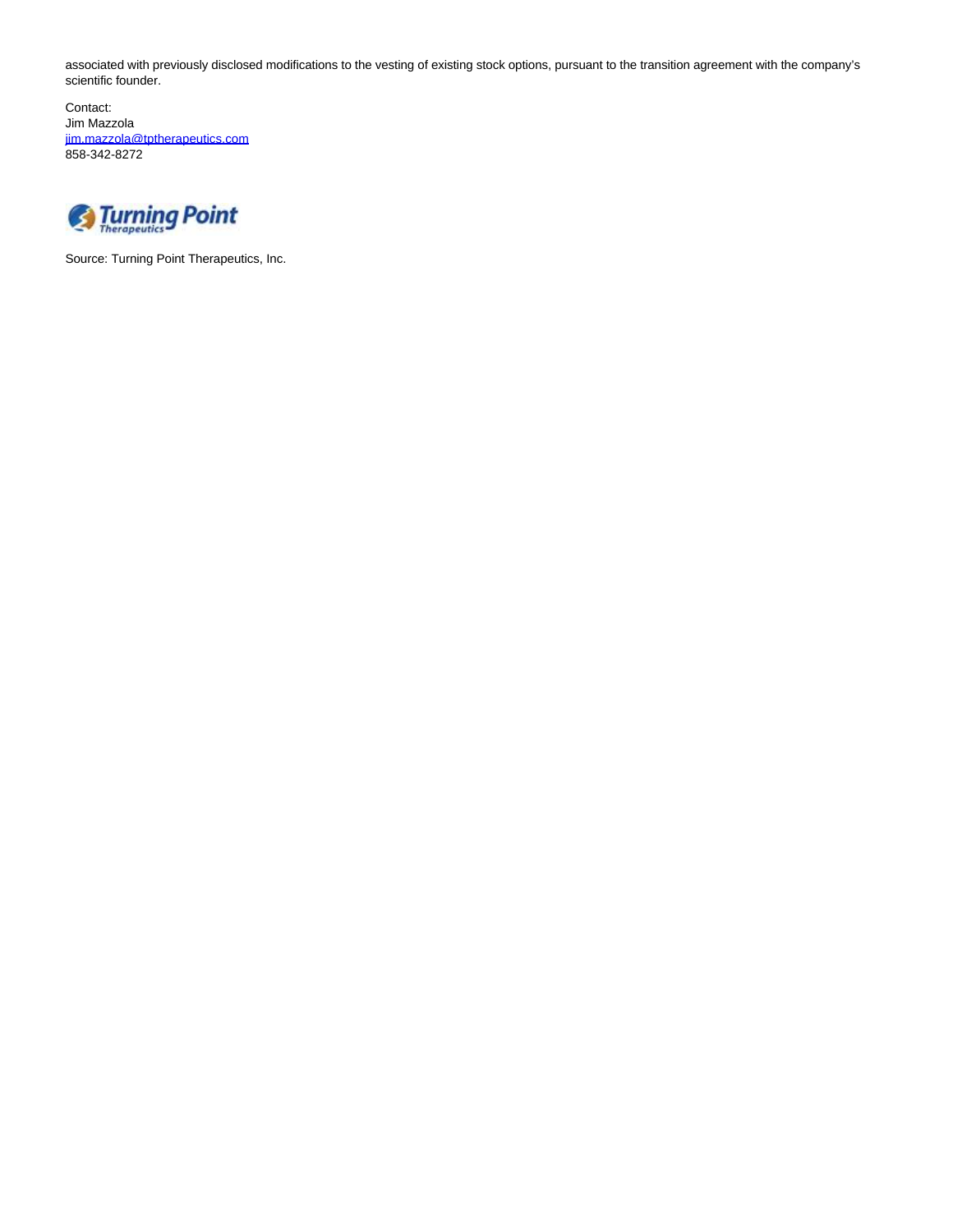associated with previously disclosed modifications to the vesting of existing stock options, pursuant to the transition agreement with the company's scientific founder.

Contact:
Jim Mazzola
jim.mazzola@tptherapeutics.com
858-342-8272

Source: Turning Point Therapeutics, Inc.